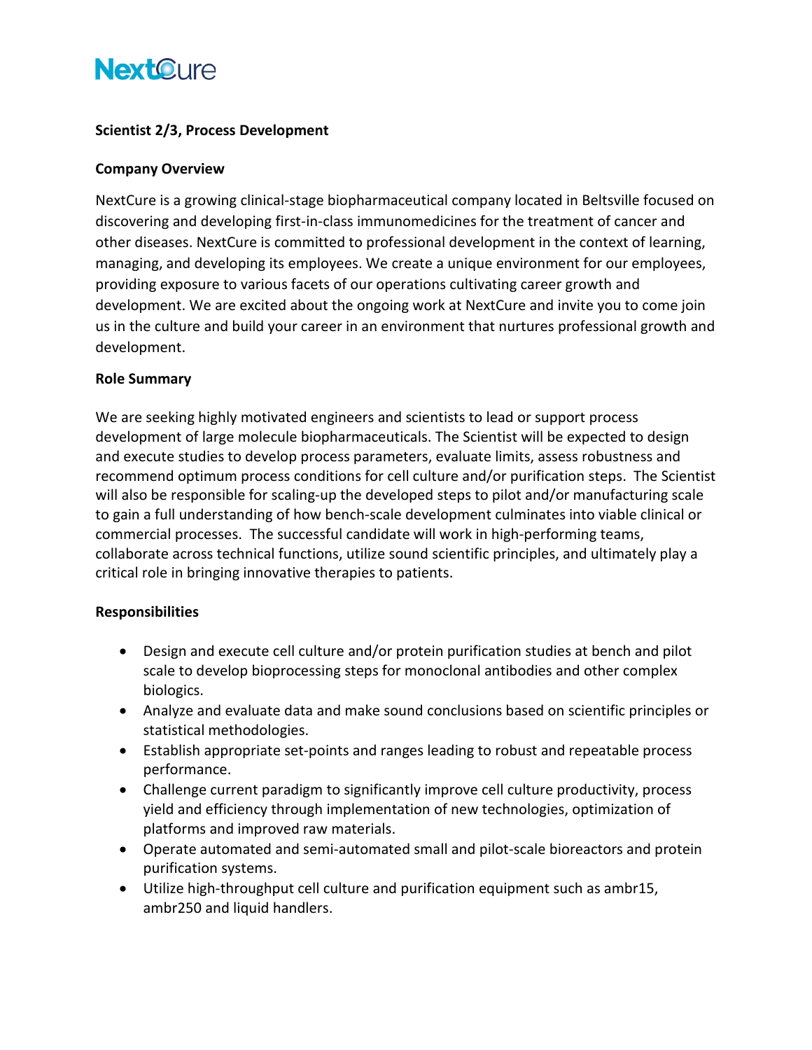NextCure

# Scientist 2/3, Process Development

## Company Overview

NextCure is a growing clinical-stage biopharmaceutical company located in Beltsville focused on discovering and developing first-in-class immunomedicines for the treatment of cancer and other diseases. NextCure is committed to professional development in the context of learning, managing, and developing its employees. We create a unique environment for our employees, providing exposure to various facets of our operations cultivating career growth and development. We are excited about the ongoing work at NextCure and invite you to come join us in the culture and build your career in an environment that nurtures professional growth and development.

## Role Summary

We are seeking highly motivated engineers and scientists to lead or support process development of large molecule biopharmaceuticals. The Scientist will be expected to design and execute studies to develop process parameters, evaluate limits, assess robustness and recommend optimum process conditions for cell culture and/or purification steps. The Scientist will also be responsible for scaling-up the developed steps to pilot and/or manufacturing scale to gain a full understanding of how bench-scale development culminates into viable clinical or commercial processes. The successful candidate will work in high-performing teams, collaborate across technical functions, utilize sound scientific principles, and ultimately play a critical role in bringing innovative therapies to patients.

## Responsibilities

- Design and execute cell culture and/or protein purification studies at bench and pilot scale to develop bioprocessing steps for monoclonal antibodies and other complex biologics.
- Analyze and evaluate data and make sound conclusions based on scientific principles or statistical methodologies.
- Establish appropriate set-points and ranges leading to robust and repeatable process performance.
- Challenge current paradigm to significantly improve cell culture productivity, process yield and efficiency through implementation of new technologies, optimization of platforms and improved raw materials.
- Operate automated and semi-automated small and pilot-scale bioreactors and protein purification systems.
- Utilize high-throughput cell culture and purification equipment such as ambr15, ambr250 and liquid handlers.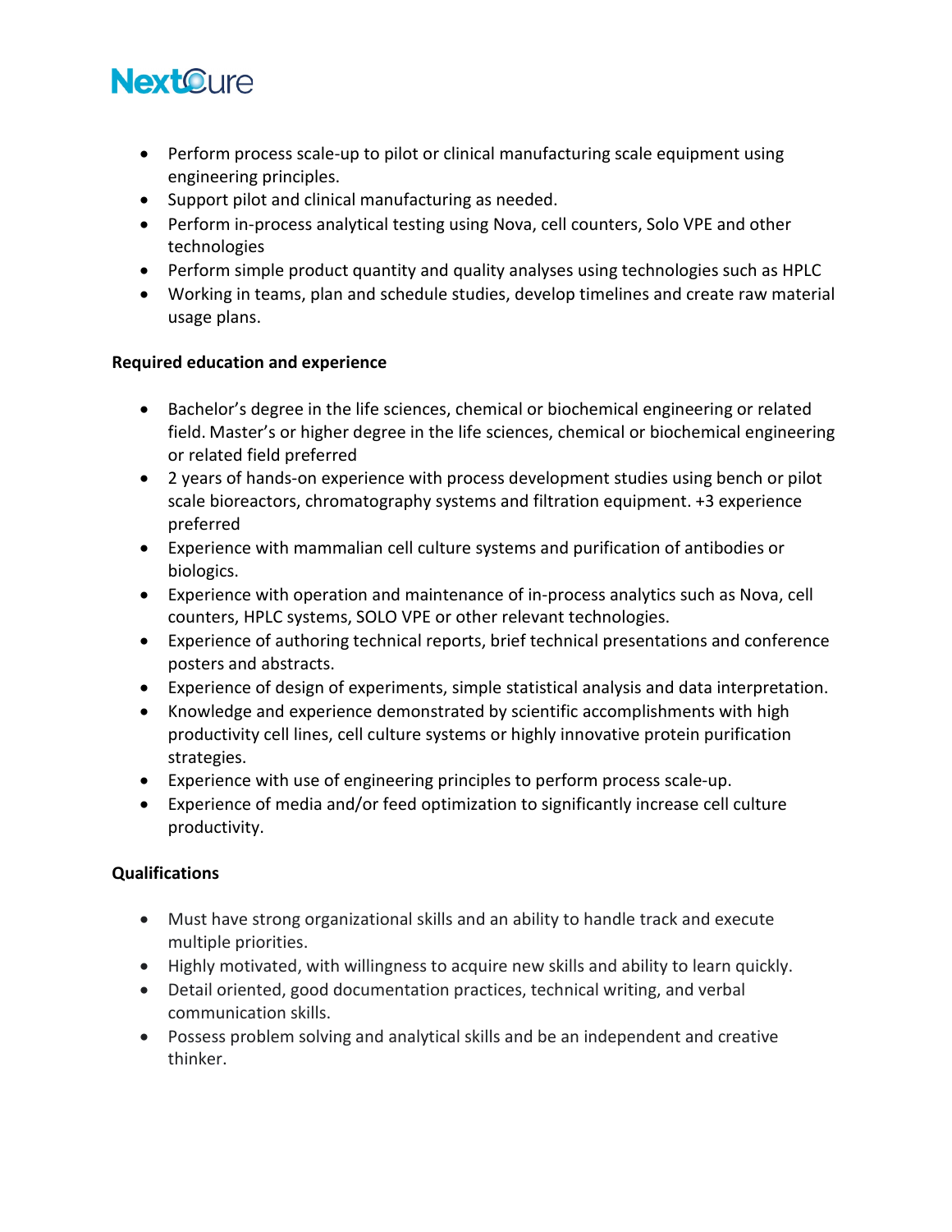- Perform process scale-up to pilot or clinical manufacturing scale equipment using engineering principles.
- Support pilot and clinical manufacturing as needed.
- Perform in-process analytical testing using Nova, cell counters, Solo VPE and other technologies
- Perform simple product quantity and quality analyses using technologies such as HPLC
- Working in teams, plan and schedule studies, develop timelines and create raw material usage plans.

**Required education and experience**

- Bachelor's degree in the life sciences, chemical or biochemical engineering or related field. Master's or higher degree in the life sciences, chemical or biochemical engineering or related field preferred
- 2 years of hands-on experience with process development studies using bench or pilot scale bioreactors, chromatography systems and filtration equipment. +3 experience preferred
- Experience with mammalian cell culture systems and purification of antibodies or biologics.
- Experience with operation and maintenance of in-process analytics such as Nova, cell counters, HPLC systems, SOLO VPE or other relevant technologies.
- Experience of authoring technical reports, brief technical presentations and conference posters and abstracts.
- Experience of design of experiments, simple statistical analysis and data interpretation.
- Knowledge and experience demonstrated by scientific accomplishments with high productivity cell lines, cell culture systems or highly innovative protein purification strategies.
- Experience with use of engineering principles to perform process scale-up.
- Experience of media and/or feed optimization to significantly increase cell culture productivity.

**Qualifications**

- Must have strong organizational skills and an ability to handle track and execute multiple priorities.
- Highly motivated, with willingness to acquire new skills and ability to learn quickly.
- Detail oriented, good documentation practices, technical writing, and verbal communication skills.
- Possess problem solving and analytical skills and be an independent and creative thinker.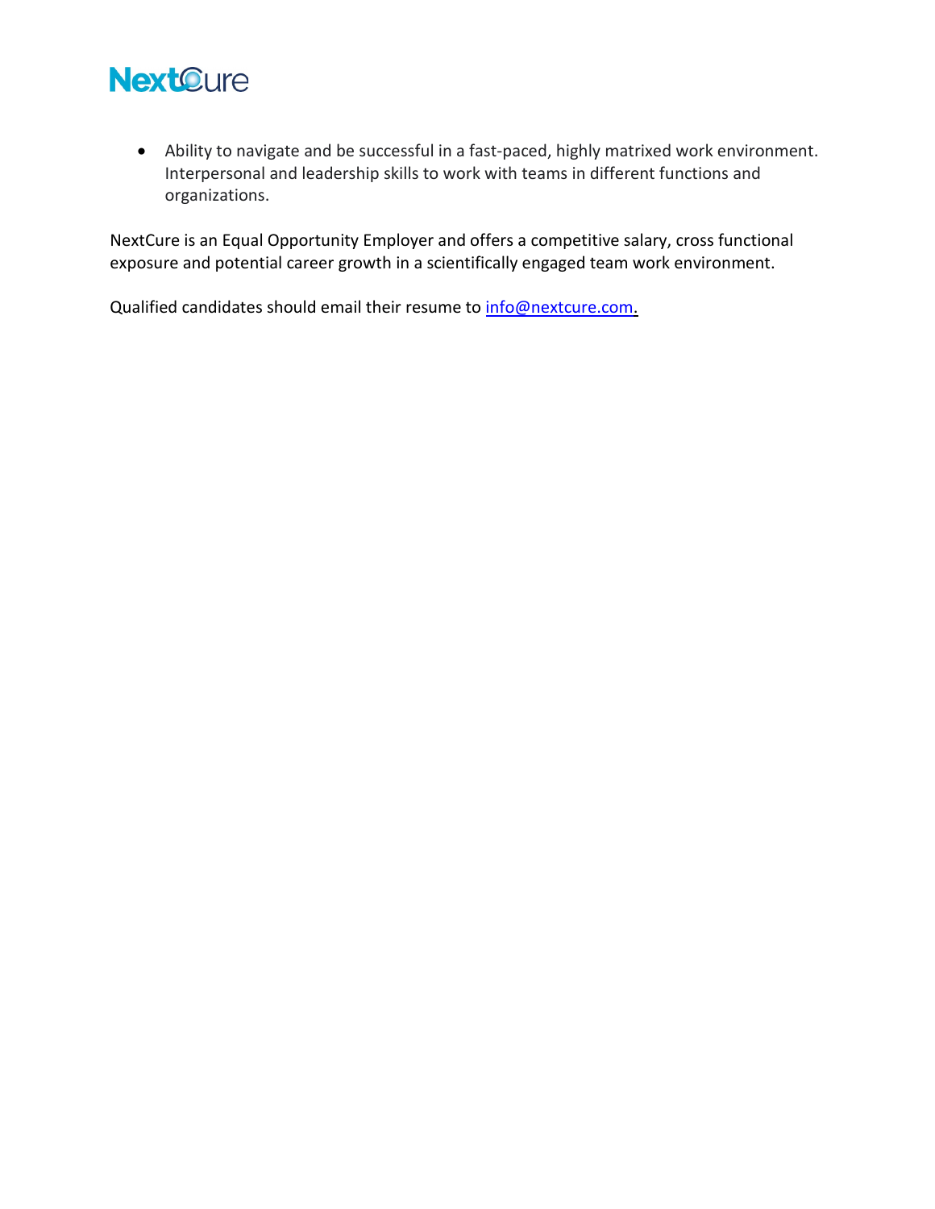- Ability to navigate and be successful in a fast-paced, highly matrixed work environment. Interpersonal and leadership skills to work with teams in different functions and organizations.

NextCure is an Equal Opportunity Employer and offers a competitive salary, cross functional exposure and potential career growth in a scientifically engaged team work environment.

Qualified candidates should email their resume to info@nextcure.com.